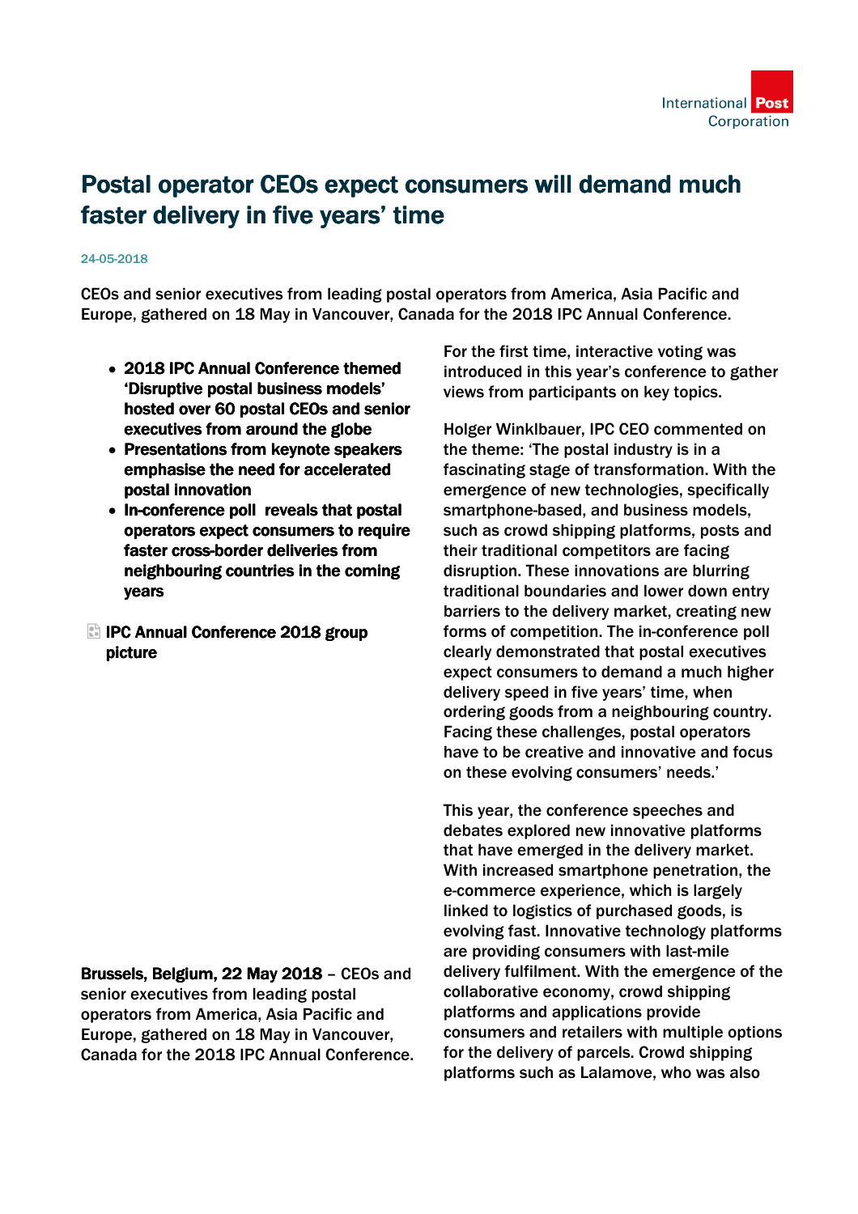# Postal operator CEOs expect consumers will demand much faster delivery in five years' time

24-05-2018

CEOs and senior executives from leading postal operators from America, Asia Pacific and Europe, gathered on 18 May in Vancouver, Canada for the 2018 IPC Annual Conference.

- **2018 IPC Annual Conference themed 'Disruptive postal business models' hosted over 60 postal CEOs and senior executives from around the globe**
- **Presentations from keynote speakers emphasise the need for accelerated postal innovation**
- **In-conference poll reveals that postal operators expect consumers to require faster cross-border deliveries from neighbouring countries in the coming years**

**IPC Annual Conference 2018 group picture**

**Brussels, Belgium, 22 May 2018** – CEOs and senior executives from leading postal operators from America, Asia Pacific and Europe, gathered on 18 May in Vancouver, Canada for the 2018 IPC Annual Conference.

For the first time, interactive voting was introduced in this year's conference to gather views from participants on key topics.

Holger Winklbauer, IPC CEO commented on the theme: 'The postal industry is in a fascinating stage of transformation. With the emergence of new technologies, specifically smartphone-based, and business models, such as crowd shipping platforms, posts and their traditional competitors are facing disruption. These innovations are blurring traditional boundaries and lower down entry barriers to the delivery market, creating new forms of competition. The in-conference poll clearly demonstrated that postal executives expect consumers to demand a much higher delivery speed in five years' time, when ordering goods from a neighbouring country. Facing these challenges, postal operators have to be creative and innovative and focus on these evolving consumers' needs.'

This year, the conference speeches and debates explored new innovative platforms that have emerged in the delivery market. With increased smartphone penetration, the e-commerce experience, which is largely linked to logistics of purchased goods, is evolving fast. Innovative technology platforms are providing consumers with last-mile delivery fulfilment. With the emergence of the collaborative economy, crowd shipping platforms and applications provide consumers and retailers with multiple options for the delivery of parcels. Crowd shipping platforms such as Lalamove, who was also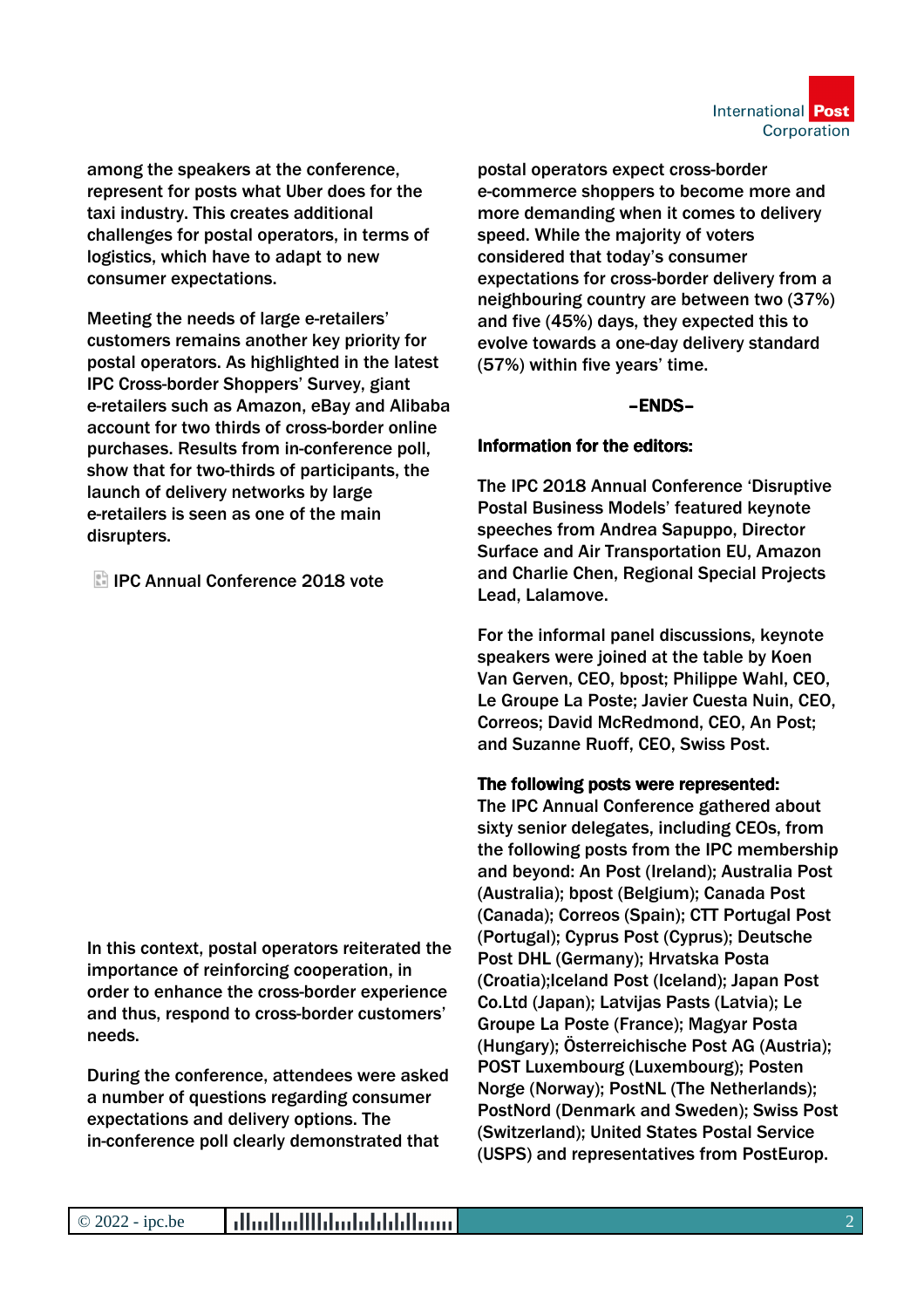among the speakers at the conference, represent for posts what Uber does for the taxi industry. This creates additional challenges for postal operators, in terms of logistics, which have to adapt to new consumer expectations.

Meeting the needs of large e-retailers' customers remains another key priority for postal operators. As highlighted in the latest IPC Cross-border Shoppers' Survey, giant e-retailers such as Amazon, eBay and Alibaba account for two thirds of cross-border online purchases. Results from in-conference poll, show that for two-thirds of participants, the launch of delivery networks by large e-retailers is seen as one of the main disrupters.

IPC Annual Conference 2018 vote

In this context, postal operators reiterated the importance of reinforcing cooperation, in order to enhance the cross-border experience and thus, respond to cross-border customers' needs.

During the conference, attendees were asked a number of questions regarding consumer expectations and delivery options. The in-conference poll clearly demonstrated that postal operators expect cross-border e-commerce shoppers to become more and more demanding when it comes to delivery speed. While the majority of voters considered that today's consumer expectations for cross-border delivery from a neighbouring country are between two (37%) and five (45%) days, they expected this to evolve towards a one-day delivery standard (57%) within five years' time.

–ENDS–

**Information for the editors:**

The IPC 2018 Annual Conference 'Disruptive Postal Business Models' featured keynote speeches from Andrea Sapuppo, Director Surface and Air Transportation EU, Amazon and Charlie Chen, Regional Special Projects Lead, Lalamove.

For the informal panel discussions, keynote speakers were joined at the table by Koen Van Gerven, CEO, bpost; Philippe Wahl, CEO, Le Groupe La Poste; Javier Cuesta Nuin, CEO, Correos; David McRedmond, CEO, An Post; and Suzanne Ruoff, CEO, Swiss Post.

**The following posts were represented:**

The IPC Annual Conference gathered about sixty senior delegates, including CEOs, from the following posts from the IPC membership and beyond: An Post (Ireland); Australia Post (Australia); bpost (Belgium); Canada Post (Canada); Correos (Spain); CTT Portugal Post (Portugal); Cyprus Post (Cyprus); Deutsche Post DHL (Germany); Hrvatska Posta (Croatia);Iceland Post (Iceland); Japan Post Co.Ltd (Japan); Latvijas Pasts (Latvia); Le Groupe La Poste (France); Magyar Posta (Hungary); Österreichische Post AG (Austria); POST Luxembourg (Luxembourg); Posten Norge (Norway); PostNL (The Netherlands); PostNord (Denmark and Sweden); Swiss Post (Switzerland); United States Postal Service (USPS) and representatives from PostEurop.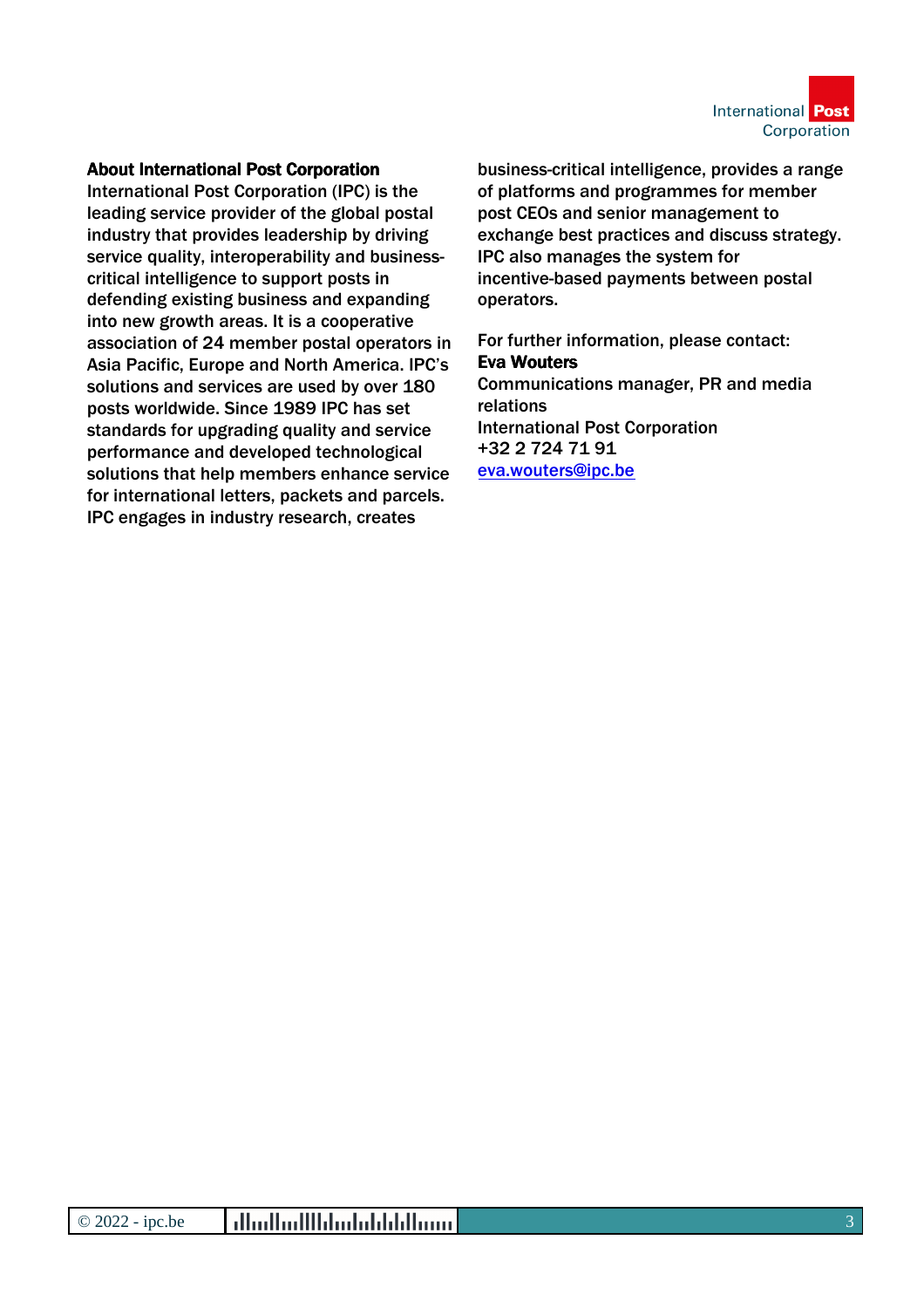**About International Post Corporation**
International Post Corporation (IPC) is the leading service provider of the global postal industry that provides leadership by driving service quality, interoperability and business-critical intelligence to support posts in defending existing business and expanding into new growth areas. It is a cooperative association of 24 member postal operators in Asia Pacific, Europe and North America. IPC's solutions and services are used by over 180 posts worldwide. Since 1989 IPC has set standards for upgrading quality and service performance and developed technological solutions that help members enhance service for international letters, packets and parcels. IPC engages in industry research, creates business-critical intelligence, provides a range of platforms and programmes for member post CEOs and senior management to exchange best practices and discuss strategy. IPC also manages the system for incentive-based payments between postal operators.

For further information, please contact:
**Eva Wouters**
Communications manager, PR and media relations
International Post Corporation
+32 2 724 71 91
eva.wouters@ipc.be